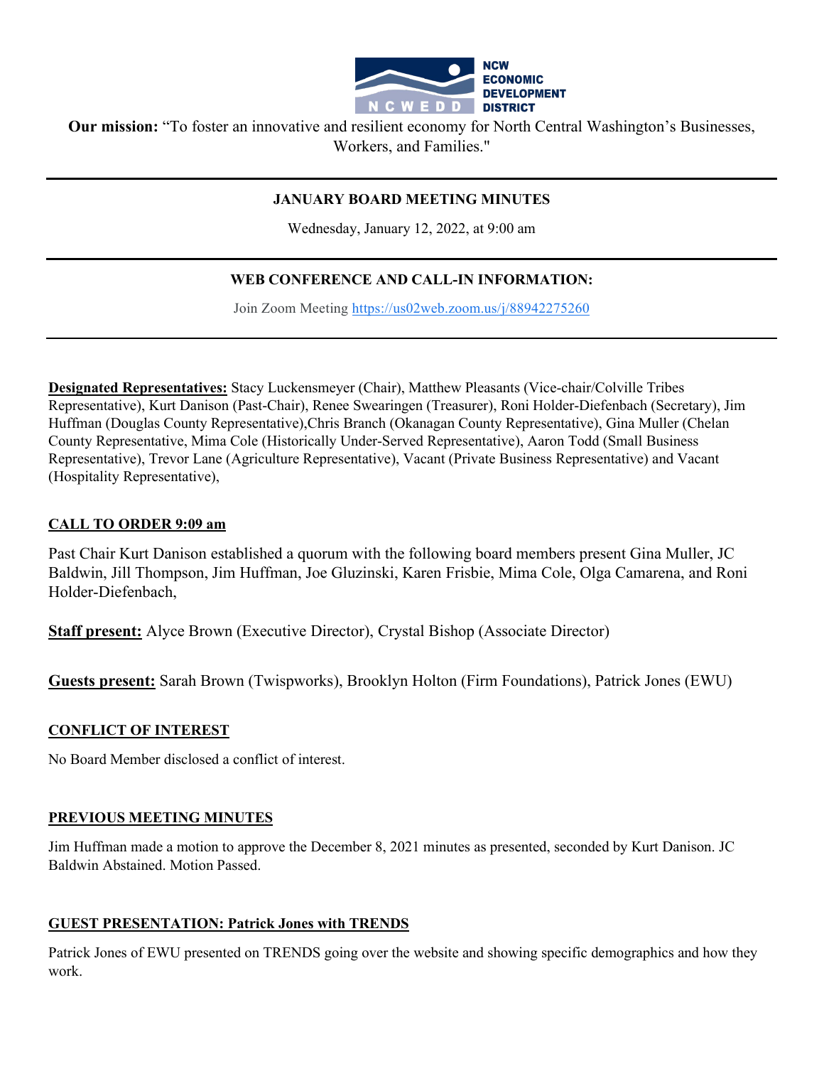NCW ECONOMIC DEVELOPMENT DISTRICT

**Our mission:** "To foster an innovative and resilient economy for North Central Washington's Businesses, Workers, and Families."

---

**JANUARY BOARD MEETING MINUTES**

Wednesday, January 12, 2022, at 9:00 am

---

**WEB CONFERENCE AND CALL-IN INFORMATION:**

Join Zoom Meeting https://us02web.zoom.us/j/88942275260

---

**Designated Representatives:** Stacy Luckensmeyer (Chair), Matthew Pleasants (Vice-chair/Colville Tribes Representative), Kurt Danison (Past-Chair), Renee Swearingen (Treasurer), Roni Holder-Diefenbach (Secretary), Jim Huffman (Douglas County Representative),Chris Branch (Okanagan County Representative), Gina Muller (Chelan County Representative, Mima Cole (Historically Under-Served Representative), Aaron Todd (Small Business Representative), Trevor Lane (Agriculture Representative), Vacant (Private Business Representative) and Vacant (Hospitality Representative),

## CALL TO ORDER 9:09 am

Past Chair Kurt Danison established a quorum with the following board members present Gina Muller, JC Baldwin, Jill Thompson, Jim Huffman, Joe Gluzinski, Karen Frisbie, Mima Cole, Olga Camarena, and Roni Holder-Diefenbach,

**Staff present:** Alyce Brown (Executive Director), Crystal Bishop (Associate Director)

**Guests present:** Sarah Brown (Twispworks), Brooklyn Holton (Firm Foundations), Patrick Jones (EWU)

## CONFLICT OF INTEREST

No Board Member disclosed a conflict of interest.

## PREVIOUS MEETING MINUTES

Jim Huffman made a motion to approve the December 8, 2021 minutes as presented, seconded by Kurt Danison. JC Baldwin Abstained. Motion Passed.

## GUEST PRESENTATION: Patrick Jones with TRENDS

Patrick Jones of EWU presented on TRENDS going over the website and showing specific demographics and how they work.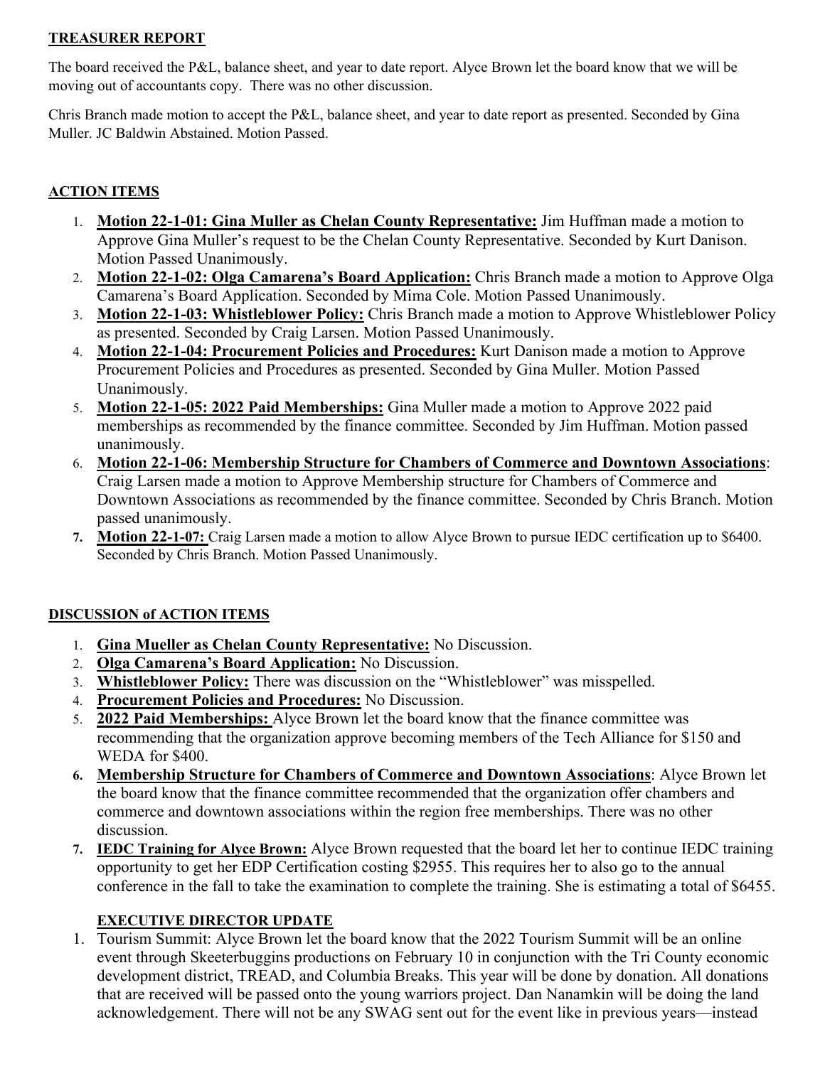**TREASURER REPORT**

The board received the P&L, balance sheet, and year to date report. Alyce Brown let the board know that we will be moving out of accountants copy. There was no other discussion.

Chris Branch made motion to accept the P&L, balance sheet, and year to date report as presented. Seconded by Gina Muller. JC Baldwin Abstained. Motion Passed.

**ACTION ITEMS**

1. **Motion 22-1-01: Gina Muller as Chelan County Representative:** Jim Huffman made a motion to Approve Gina Muller's request to be the Chelan County Representative. Seconded by Kurt Danison. Motion Passed Unanimously.
2. **Motion 22-1-02: Olga Camarena's Board Application:** Chris Branch made a motion to Approve Olga Camarena's Board Application. Seconded by Mima Cole. Motion Passed Unanimously.
3. **Motion 22-1-03: Whistleblower Policy:** Chris Branch made a motion to Approve Whistleblower Policy as presented. Seconded by Craig Larsen. Motion Passed Unanimously.
4. **Motion 22-1-04: Procurement Policies and Procedures:** Kurt Danison made a motion to Approve Procurement Policies and Procedures as presented. Seconded by Gina Muller. Motion Passed Unanimously.
5. **Motion 22-1-05: 2022 Paid Memberships:** Gina Muller made a motion to Approve 2022 paid memberships as recommended by the finance committee. Seconded by Jim Huffman. Motion passed unanimously.
6. **Motion 22-1-06: Membership Structure for Chambers of Commerce and Downtown Associations**: Craig Larsen made a motion to Approve Membership structure for Chambers of Commerce and Downtown Associations as recommended by the finance committee. Seconded by Chris Branch. Motion passed unanimously.
7. **Motion 22-1-07:** Craig Larsen made a motion to allow Alyce Brown to pursue IEDC certification up to $6400. Seconded by Chris Branch. Motion Passed Unanimously.

**DISCUSSION of ACTION ITEMS**

1. **Gina Mueller as Chelan County Representative:** No Discussion.
2. **Olga Camarena's Board Application:** No Discussion.
3. **Whistleblower Policy:** There was discussion on the "Whistleblower" was misspelled.
4. **Procurement Policies and Procedures:** No Discussion.
5. **2022 Paid Memberships:** Alyce Brown let the board know that the finance committee was recommending that the organization approve becoming members of the Tech Alliance for $150 and WEDA for $400.
6. **Membership Structure for Chambers of Commerce and Downtown Associations**: Alyce Brown let the board know that the finance committee recommended that the organization offer chambers and commerce and downtown associations within the region free memberships. There was no other discussion.
7. **IEDC Training for Alyce Brown:** Alyce Brown requested that the board let her to continue IEDC training opportunity to get her EDP Certification costing $2955. This requires her to also go to the annual conference in the fall to take the examination to complete the training. She is estimating a total of $6455.

**EXECUTIVE DIRECTOR UPDATE**

1. Tourism Summit: Alyce Brown let the board know that the 2022 Tourism Summit will be an online event through Skeeterbuggins productions on February 10 in conjunction with the Tri County economic development district, TREAD, and Columbia Breaks. This year will be done by donation. All donations that are received will be passed onto the young warriors project. Dan Nanamkin will be doing the land acknowledgement. There will not be any SWAG sent out for the event like in previous years—instead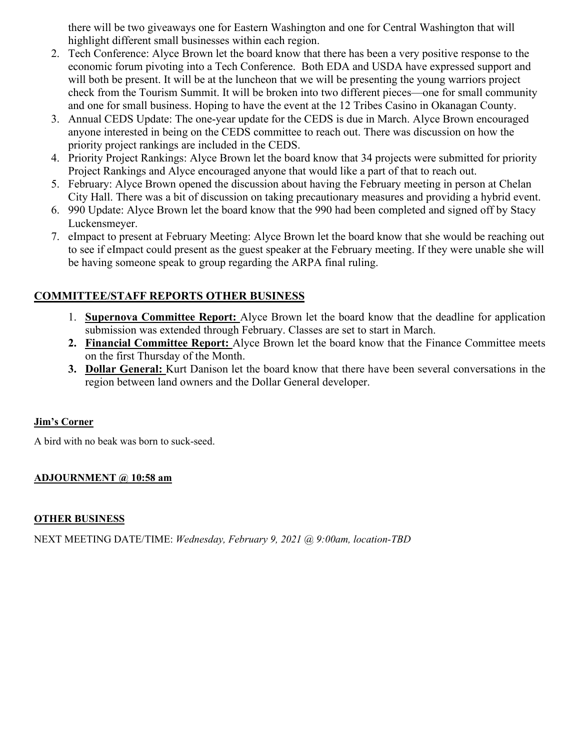there will be two giveaways one for Eastern Washington and one for Central Washington that will highlight different small businesses within each region.

2. Tech Conference: Alyce Brown let the board know that there has been a very positive response to the economic forum pivoting into a Tech Conference. Both EDA and USDA have expressed support and will both be present. It will be at the luncheon that we will be presenting the young warriors project check from the Tourism Summit. It will be broken into two different pieces—one for small community and one for small business. Hoping to have the event at the 12 Tribes Casino in Okanagan County.
3. Annual CEDS Update: The one-year update for the CEDS is due in March. Alyce Brown encouraged anyone interested in being on the CEDS committee to reach out. There was discussion on how the priority project rankings are included in the CEDS.
4. Priority Project Rankings: Alyce Brown let the board know that 34 projects were submitted for priority Project Rankings and Alyce encouraged anyone that would like a part of that to reach out.
5. February: Alyce Brown opened the discussion about having the February meeting in person at Chelan City Hall. There was a bit of discussion on taking precautionary measures and providing a hybrid event.
6. 990 Update: Alyce Brown let the board know that the 990 had been completed and signed off by Stacy Luckensmeyer.
7. eImpact to present at February Meeting: Alyce Brown let the board know that she would be reaching out to see if eImpact could present as the guest speaker at the February meeting. If they were unable she will be having someone speak to group regarding the ARPA final ruling.

## COMMITTEE/STAFF REPORTS OTHER BUSINESS

1. **Supernova Committee Report:** Alyce Brown let the board know that the deadline for application submission was extended through February. Classes are set to start in March.
2. **Financial Committee Report:** Alyce Brown let the board know that the Finance Committee meets on the first Thursday of the Month.
3. **Dollar General:** Kurt Danison let the board know that there have been several conversations in the region between land owners and the Dollar General developer.

### Jim's Corner

A bird with no beak was born to suck-seed.

### ADJOURNMENT @ 10:58 am

### OTHER BUSINESS

NEXT MEETING DATE/TIME: *Wednesday, February 9, 2021 @ 9:00am, location-TBD*